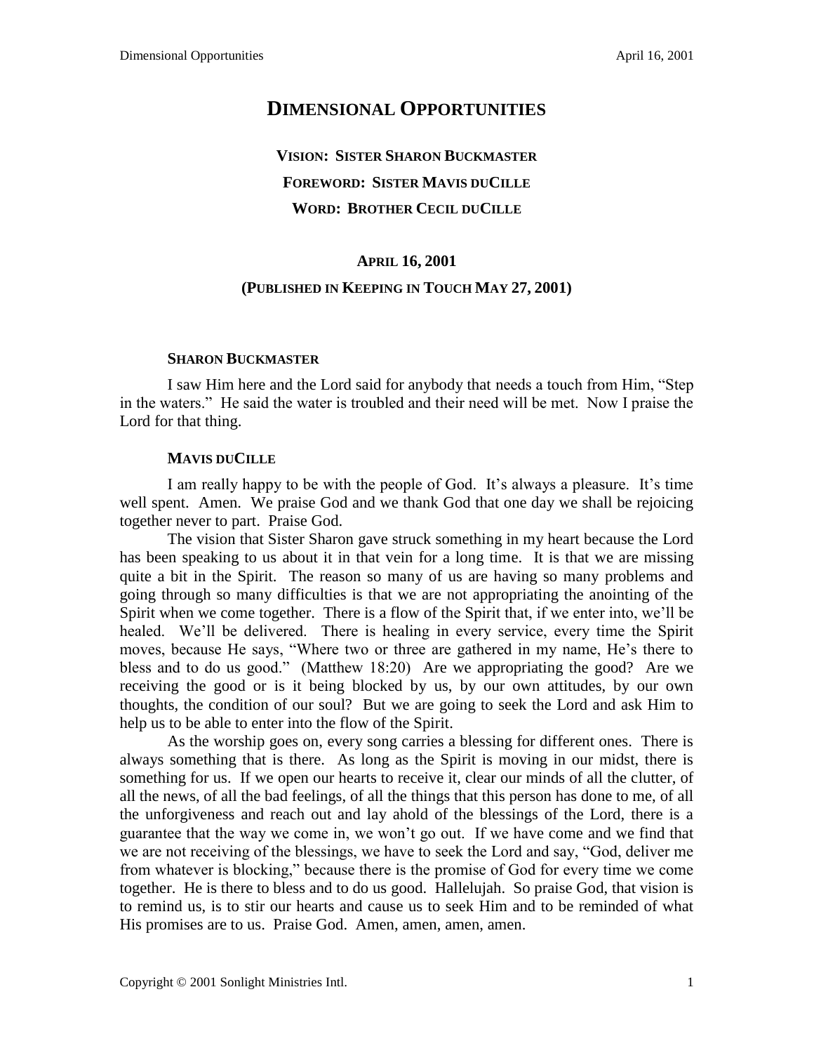# DIMENSIONAL OPPORTUNITIES

**VISION: SISTER SHARON BUCKMASTER**

**FOREWORD: SISTER MAVIS DUCILLE**

**WORD: BROTHER CECIL DUCILLE**

**APRIL 16, 2001**

**(PUBLISHED IN KEEPING IN TOUCH MAY 27, 2001)**

### SHARON BUCKMASTER

I saw Him here and the Lord said for anybody that needs a touch from Him, "Step in the waters." He said the water is troubled and their need will be met. Now I praise the Lord for that thing.

### MAVIS DUCILLE

I am really happy to be with the people of God. It's always a pleasure. It's time well spent. Amen. We praise God and we thank God that one day we shall be rejoicing together never to part. Praise God.

The vision that Sister Sharon gave struck something in my heart because the Lord has been speaking to us about it in that vein for a long time. It is that we are missing quite a bit in the Spirit. The reason so many of us are having so many problems and going through so many difficulties is that we are not appropriating the anointing of the Spirit when we come together. There is a flow of the Spirit that, if we enter into, we'll be healed. We'll be delivered. There is healing in every service, every time the Spirit moves, because He says, "Where two or three are gathered in my name, He's there to bless and to do us good." (Matthew 18:20) Are we appropriating the good? Are we receiving the good or is it being blocked by us, by our own attitudes, by our own thoughts, the condition of our soul? But we are going to seek the Lord and ask Him to help us to be able to enter into the flow of the Spirit.

As the worship goes on, every song carries a blessing for different ones. There is always something that is there. As long as the Spirit is moving in our midst, there is something for us. If we open our hearts to receive it, clear our minds of all the clutter, of all the news, of all the bad feelings, of all the things that this person has done to me, of all the unforgiveness and reach out and lay ahold of the blessings of the Lord, there is a guarantee that the way we come in, we won't go out. If we have come and we find that we are not receiving of the blessings, we have to seek the Lord and say, "God, deliver me from whatever is blocking," because there is the promise of God for every time we come together. He is there to bless and to do us good. Hallelujah. So praise God, that vision is to remind us, is to stir our hearts and cause us to seek Him and to be reminded of what His promises are to us. Praise God. Amen, amen, amen, amen.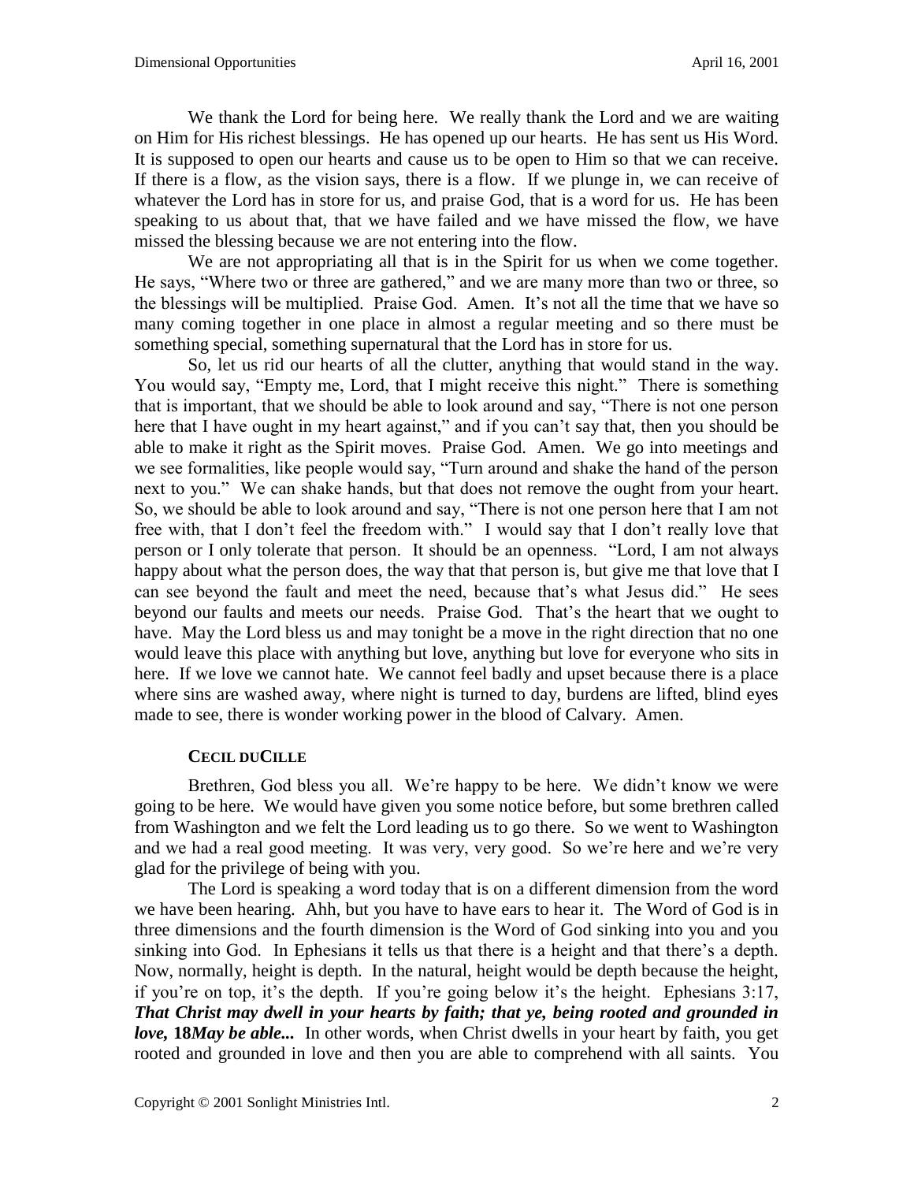We thank the Lord for being here. We really thank the Lord and we are waiting on Him for His richest blessings. He has opened up our hearts. He has sent us His Word. It is supposed to open our hearts and cause us to be open to Him so that we can receive. If there is a flow, as the vision says, there is a flow. If we plunge in, we can receive of whatever the Lord has in store for us, and praise God, that is a word for us. He has been speaking to us about that, that we have failed and we have missed the flow, we have missed the blessing because we are not entering into the flow.

We are not appropriating all that is in the Spirit for us when we come together. He says, "Where two or three are gathered," and we are many more than two or three, so the blessings will be multiplied. Praise God. Amen. It's not all the time that we have so many coming together in one place in almost a regular meeting and so there must be something special, something supernatural that the Lord has in store for us.

So, let us rid our hearts of all the clutter, anything that would stand in the way. You would say, "Empty me, Lord, that I might receive this night." There is something that is important, that we should be able to look around and say, "There is not one person here that I have ought in my heart against," and if you can't say that, then you should be able to make it right as the Spirit moves. Praise God. Amen. We go into meetings and we see formalities, like people would say, "Turn around and shake the hand of the person next to you." We can shake hands, but that does not remove the ought from your heart. So, we should be able to look around and say, "There is not one person here that I am not free with, that I don't feel the freedom with." I would say that I don't really love that person or I only tolerate that person. It should be an openness. "Lord, I am not always happy about what the person does, the way that that person is, but give me that love that I can see beyond the fault and meet the need, because that's what Jesus did." He sees beyond our faults and meets our needs. Praise God. That's the heart that we ought to have. May the Lord bless us and may tonight be a move in the right direction that no one would leave this place with anything but love, anything but love for everyone who sits in here. If we love we cannot hate. We cannot feel badly and upset because there is a place where sins are washed away, where night is turned to day, burdens are lifted, blind eyes made to see, there is wonder working power in the blood of Calvary. Amen.

### CECIL DUCILLE

Brethren, God bless you all. We're happy to be here. We didn't know we were going to be here. We would have given you some notice before, but some brethren called from Washington and we felt the Lord leading us to go there. So we went to Washington and we had a real good meeting. It was very, very good. So we're here and we're very glad for the privilege of being with you.

The Lord is speaking a word today that is on a different dimension from the word we have been hearing. Ahh, but you have to have ears to hear it. The Word of God is in three dimensions and the fourth dimension is the Word of God sinking into you and you sinking into God. In Ephesians it tells us that there is a height and that there's a depth. Now, normally, height is depth. In the natural, height would be depth because the height, if you're on top, it's the depth. If you're going below it's the height. Ephesians 3:17, ***That Christ may dwell in your hearts by faith; that ye, being rooted and grounded in love,* 18*May be able...*** In other words, when Christ dwells in your heart by faith, you get rooted and grounded in love and then you are able to comprehend with all saints. You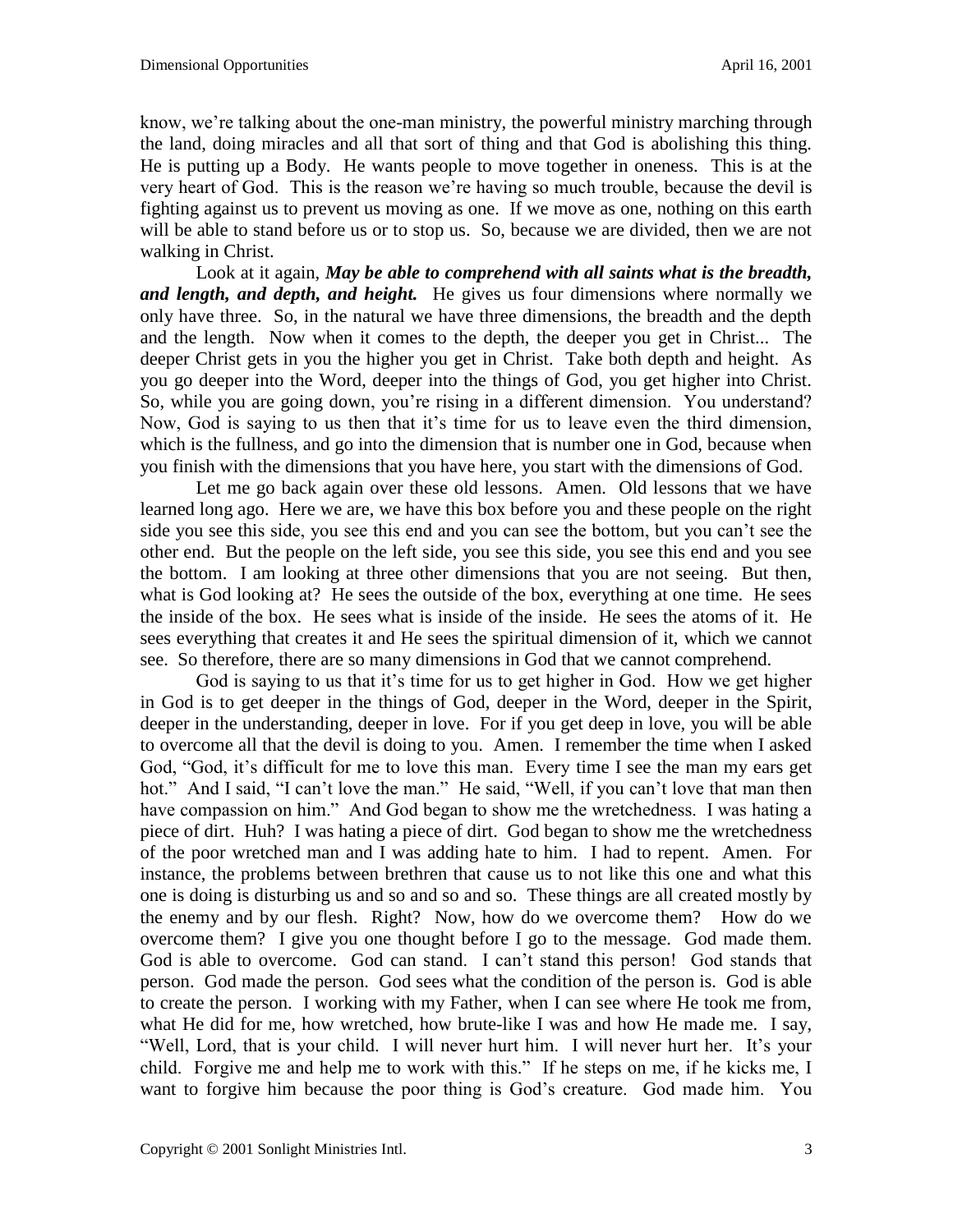know, we're talking about the one-man ministry, the powerful ministry marching through the land, doing miracles and all that sort of thing and that God is abolishing this thing. He is putting up a Body. He wants people to move together in oneness. This is at the very heart of God. This is the reason we're having so much trouble, because the devil is fighting against us to prevent us moving as one. If we move as one, nothing on this earth will be able to stand before us or to stop us. So, because we are divided, then we are not walking in Christ.

Look at it again, ***May be able to comprehend with all saints what is the breadth, and length, and depth, and height.*** He gives us four dimensions where normally we only have three. So, in the natural we have three dimensions, the breadth and the depth and the length. Now when it comes to the depth, the deeper you get in Christ... The deeper Christ gets in you the higher you get in Christ. Take both depth and height. As you go deeper into the Word, deeper into the things of God, you get higher into Christ. So, while you are going down, you're rising in a different dimension. You understand? Now, God is saying to us then that it's time for us to leave even the third dimension, which is the fullness, and go into the dimension that is number one in God, because when you finish with the dimensions that you have here, you start with the dimensions of God.

Let me go back again over these old lessons. Amen. Old lessons that we have learned long ago. Here we are, we have this box before you and these people on the right side you see this side, you see this end and you can see the bottom, but you can't see the other end. But the people on the left side, you see this side, you see this end and you see the bottom. I am looking at three other dimensions that you are not seeing. But then, what is God looking at? He sees the outside of the box, everything at one time. He sees the inside of the box. He sees what is inside of the inside. He sees the atoms of it. He sees everything that creates it and He sees the spiritual dimension of it, which we cannot see. So therefore, there are so many dimensions in God that we cannot comprehend.

God is saying to us that it's time for us to get higher in God. How we get higher in God is to get deeper in the things of God, deeper in the Word, deeper in the Spirit, deeper in the understanding, deeper in love. For if you get deep in love, you will be able to overcome all that the devil is doing to you. Amen. I remember the time when I asked God, "God, it's difficult for me to love this man. Every time I see the man my ears get hot." And I said, "I can't love the man." He said, "Well, if you can't love that man then have compassion on him." And God began to show me the wretchedness. I was hating a piece of dirt. Huh? I was hating a piece of dirt. God began to show me the wretchedness of the poor wretched man and I was adding hate to him. I had to repent. Amen. For instance, the problems between brethren that cause us to not like this one and what this one is doing is disturbing us and so and so and so. These things are all created mostly by the enemy and by our flesh. Right? Now, how do we overcome them? How do we overcome them? I give you one thought before I go to the message. God made them. God is able to overcome. God can stand. I can't stand this person! God stands that person. God made the person. God sees what the condition of the person is. God is able to create the person. I working with my Father, when I can see where He took me from, what He did for me, how wretched, how brute-like I was and how He made me. I say, "Well, Lord, that is your child. I will never hurt him. I will never hurt her. It's your child. Forgive me and help me to work with this." If he steps on me, if he kicks me, I want to forgive him because the poor thing is God's creature. God made him. You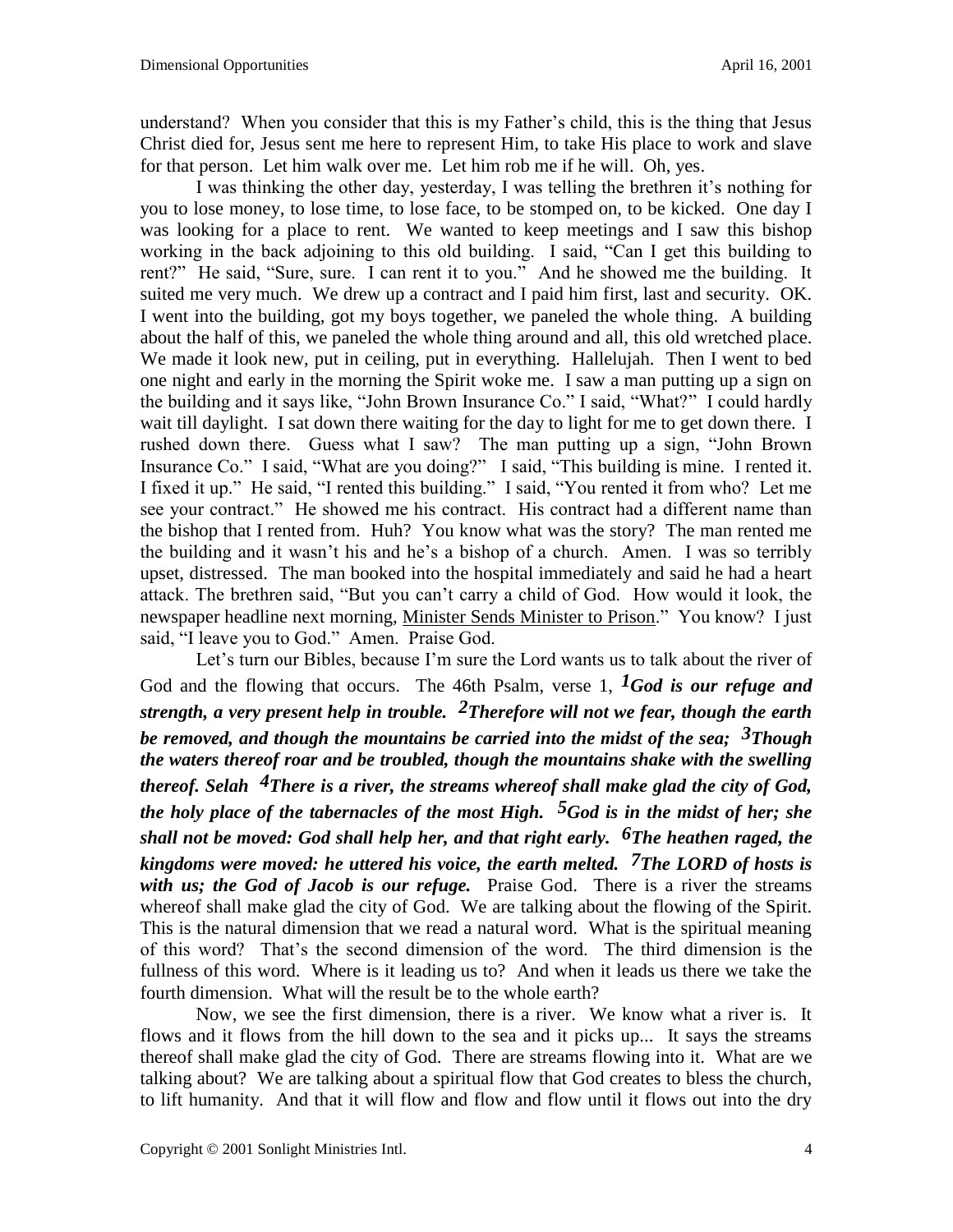understand? When you consider that this is my Father's child, this is the thing that Jesus Christ died for, Jesus sent me here to represent Him, to take His place to work and slave for that person. Let him walk over me. Let him rob me if he will. Oh, yes.

I was thinking the other day, yesterday, I was telling the brethren it's nothing for you to lose money, to lose time, to lose face, to be stomped on, to be kicked. One day I was looking for a place to rent. We wanted to keep meetings and I saw this bishop working in the back adjoining to this old building. I said, "Can I get this building to rent?" He said, "Sure, sure. I can rent it to you." And he showed me the building. It suited me very much. We drew up a contract and I paid him first, last and security. OK. I went into the building, got my boys together, we paneled the whole thing. A building about the half of this, we paneled the whole thing around and all, this old wretched place. We made it look new, put in ceiling, put in everything. Hallelujah. Then I went to bed one night and early in the morning the Spirit woke me. I saw a man putting up a sign on the building and it says like, "John Brown Insurance Co." I said, "What?" I could hardly wait till daylight. I sat down there waiting for the day to light for me to get down there. I rushed down there. Guess what I saw? The man putting up a sign, "John Brown Insurance Co." I said, "What are you doing?" I said, "This building is mine. I rented it. I fixed it up." He said, "I rented this building." I said, "You rented it from who? Let me see your contract." He showed me his contract. His contract had a different name than the bishop that I rented from. Huh? You know what was the story? The man rented me the building and it wasn't his and he's a bishop of a church. Amen. I was so terribly upset, distressed. The man booked into the hospital immediately and said he had a heart attack. The brethren said, "But you can't carry a child of God. How would it look, the newspaper headline next morning, Minister Sends Minister to Prison." You know? I just said, "I leave you to God." Amen. Praise God.

Let's turn our Bibles, because I'm sure the Lord wants us to talk about the river of God and the flowing that occurs. The 46th Psalm, verse 1, ***1God is our refuge and strength, a very present help in trouble. 2Therefore will not we fear, though the earth be removed, and though the mountains be carried into the midst of the sea; 3Though the waters thereof roar and be troubled, though the mountains shake with the swelling thereof. Selah 4There is a river, the streams whereof shall make glad the city of God, the holy place of the tabernacles of the most High. 5God is in the midst of her; she shall not be moved: God shall help her, and that right early. 6The heathen raged, the kingdoms were moved: he uttered his voice, the earth melted. 7The LORD of hosts is with us; the God of Jacob is our refuge.*** Praise God. There is a river the streams whereof shall make glad the city of God. We are talking about the flowing of the Spirit. This is the natural dimension that we read a natural word. What is the spiritual meaning of this word? That's the second dimension of the word. The third dimension is the fullness of this word. Where is it leading us to? And when it leads us there we take the fourth dimension. What will the result be to the whole earth?

Now, we see the first dimension, there is a river. We know what a river is. It flows and it flows from the hill down to the sea and it picks up... It says the streams thereof shall make glad the city of God. There are streams flowing into it. What are we talking about? We are talking about a spiritual flow that God creates to bless the church, to lift humanity. And that it will flow and flow and flow until it flows out into the dry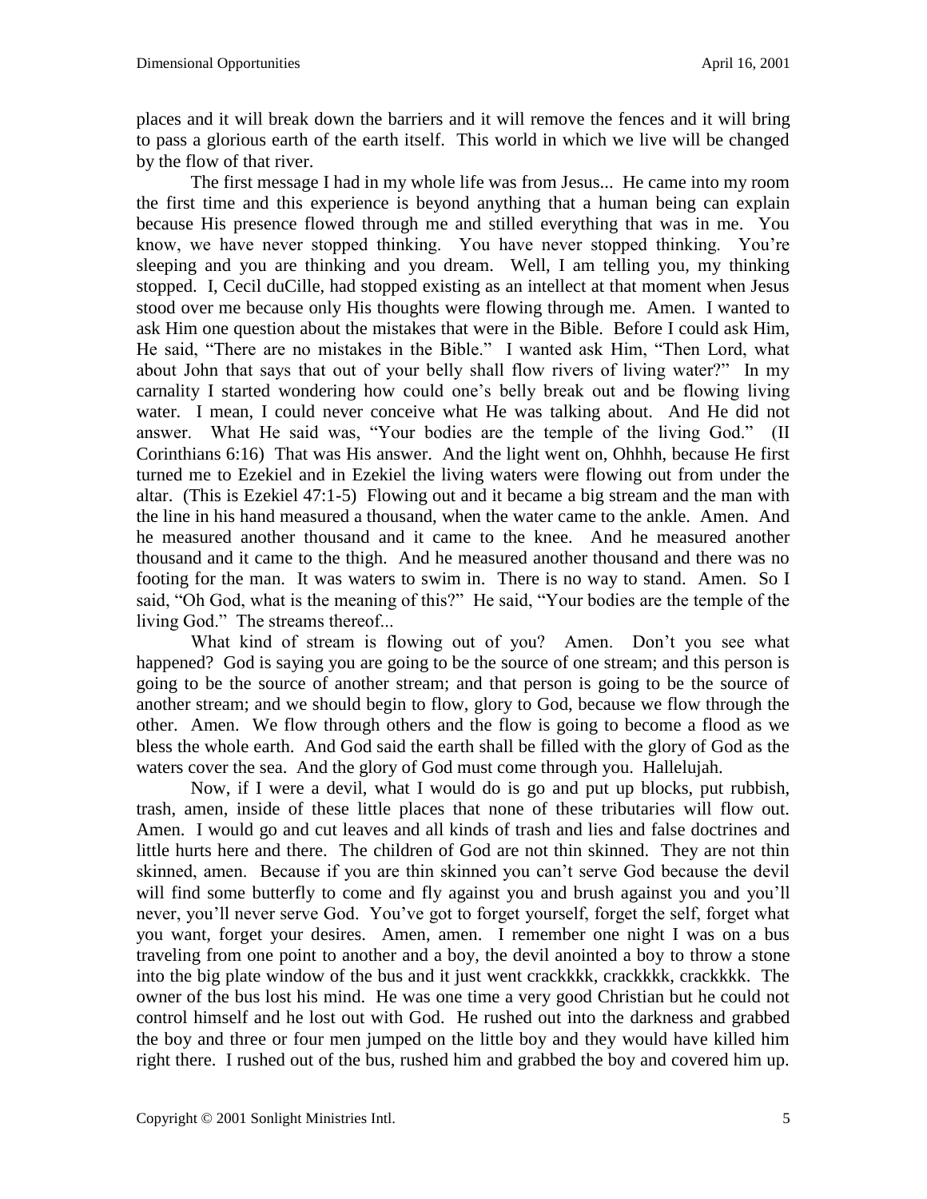places and it will break down the barriers and it will remove the fences and it will bring to pass a glorious earth of the earth itself. This world in which we live will be changed by the flow of that river.

The first message I had in my whole life was from Jesus... He came into my room the first time and this experience is beyond anything that a human being can explain because His presence flowed through me and stilled everything that was in me. You know, we have never stopped thinking. You have never stopped thinking. You're sleeping and you are thinking and you dream. Well, I am telling you, my thinking stopped. I, Cecil duCille, had stopped existing as an intellect at that moment when Jesus stood over me because only His thoughts were flowing through me. Amen. I wanted to ask Him one question about the mistakes that were in the Bible. Before I could ask Him, He said, "There are no mistakes in the Bible." I wanted ask Him, "Then Lord, what about John that says that out of your belly shall flow rivers of living water?" In my carnality I started wondering how could one's belly break out and be flowing living water. I mean, I could never conceive what He was talking about. And He did not answer. What He said was, "Your bodies are the temple of the living God." (II Corinthians 6:16) That was His answer. And the light went on, Ohhhh, because He first turned me to Ezekiel and in Ezekiel the living waters were flowing out from under the altar. (This is Ezekiel 47:1-5) Flowing out and it became a big stream and the man with the line in his hand measured a thousand, when the water came to the ankle. Amen. And he measured another thousand and it came to the knee. And he measured another thousand and it came to the thigh. And he measured another thousand and there was no footing for the man. It was waters to swim in. There is no way to stand. Amen. So I said, "Oh God, what is the meaning of this?" He said, "Your bodies are the temple of the living God." The streams thereof...

What kind of stream is flowing out of you? Amen. Don't you see what happened? God is saying you are going to be the source of one stream; and this person is going to be the source of another stream; and that person is going to be the source of another stream; and we should begin to flow, glory to God, because we flow through the other. Amen. We flow through others and the flow is going to become a flood as we bless the whole earth. And God said the earth shall be filled with the glory of God as the waters cover the sea. And the glory of God must come through you. Hallelujah.

Now, if I were a devil, what I would do is go and put up blocks, put rubbish, trash, amen, inside of these little places that none of these tributaries will flow out. Amen. I would go and cut leaves and all kinds of trash and lies and false doctrines and little hurts here and there. The children of God are not thin skinned. They are not thin skinned, amen. Because if you are thin skinned you can't serve God because the devil will find some butterfly to come and fly against you and brush against you and you'll never, you'll never serve God. You've got to forget yourself, forget the self, forget what you want, forget your desires. Amen, amen. I remember one night I was on a bus traveling from one point to another and a boy, the devil anointed a boy to throw a stone into the big plate window of the bus and it just went crackkkk, crackkkk, crackkkk. The owner of the bus lost his mind. He was one time a very good Christian but he could not control himself and he lost out with God. He rushed out into the darkness and grabbed the boy and three or four men jumped on the little boy and they would have killed him right there. I rushed out of the bus, rushed him and grabbed the boy and covered him up.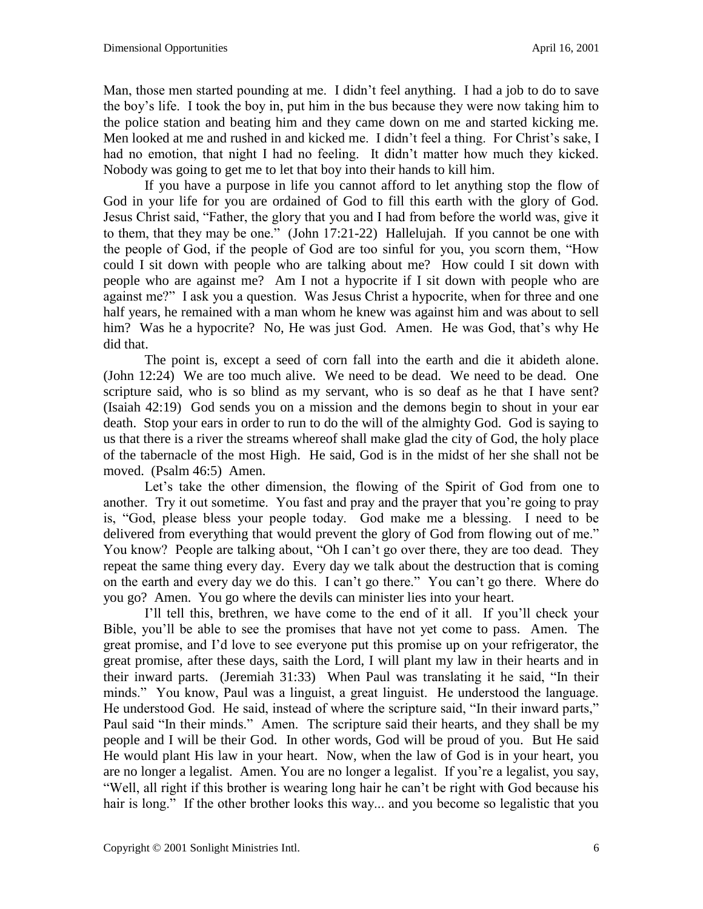Man, those men started pounding at me. I didn't feel anything. I had a job to do to save the boy's life. I took the boy in, put him in the bus because they were now taking him to the police station and beating him and they came down on me and started kicking me. Men looked at me and rushed in and kicked me. I didn't feel a thing. For Christ's sake, I had no emotion, that night I had no feeling. It didn't matter how much they kicked. Nobody was going to get me to let that boy into their hands to kill him.

If you have a purpose in life you cannot afford to let anything stop the flow of God in your life for you are ordained of God to fill this earth with the glory of God. Jesus Christ said, "Father, the glory that you and I had from before the world was, give it to them, that they may be one." (John 17:21-22) Hallelujah. If you cannot be one with the people of God, if the people of God are too sinful for you, you scorn them, "How could I sit down with people who are talking about me? How could I sit down with people who are against me? Am I not a hypocrite if I sit down with people who are against me?" I ask you a question. Was Jesus Christ a hypocrite, when for three and one half years, he remained with a man whom he knew was against him and was about to sell him? Was he a hypocrite? No, He was just God. Amen. He was God, that's why He did that.

The point is, except a seed of corn fall into the earth and die it abideth alone. (John 12:24) We are too much alive. We need to be dead. We need to be dead. One scripture said, who is so blind as my servant, who is so deaf as he that I have sent? (Isaiah 42:19) God sends you on a mission and the demons begin to shout in your ear death. Stop your ears in order to run to do the will of the almighty God. God is saying to us that there is a river the streams whereof shall make glad the city of God, the holy place of the tabernacle of the most High. He said, God is in the midst of her she shall not be moved. (Psalm 46:5) Amen.

Let's take the other dimension, the flowing of the Spirit of God from one to another. Try it out sometime. You fast and pray and the prayer that you're going to pray is, "God, please bless your people today. God make me a blessing. I need to be delivered from everything that would prevent the glory of God from flowing out of me." You know? People are talking about, "Oh I can't go over there, they are too dead. They repeat the same thing every day. Every day we talk about the destruction that is coming on the earth and every day we do this. I can't go there." You can't go there. Where do you go? Amen. You go where the devils can minister lies into your heart.

I'll tell this, brethren, we have come to the end of it all. If you'll check your Bible, you'll be able to see the promises that have not yet come to pass. Amen. The great promise, and I'd love to see everyone put this promise up on your refrigerator, the great promise, after these days, saith the Lord, I will plant my law in their hearts and in their inward parts. (Jeremiah 31:33) When Paul was translating it he said, "In their minds." You know, Paul was a linguist, a great linguist. He understood the language. He understood God. He said, instead of where the scripture said, "In their inward parts," Paul said "In their minds." Amen. The scripture said their hearts, and they shall be my people and I will be their God. In other words, God will be proud of you. But He said He would plant His law in your heart. Now, when the law of God is in your heart, you are no longer a legalist. Amen. You are no longer a legalist. If you're a legalist, you say, "Well, all right if this brother is wearing long hair he can't be right with God because his hair is long." If the other brother looks this way... and you become so legalistic that you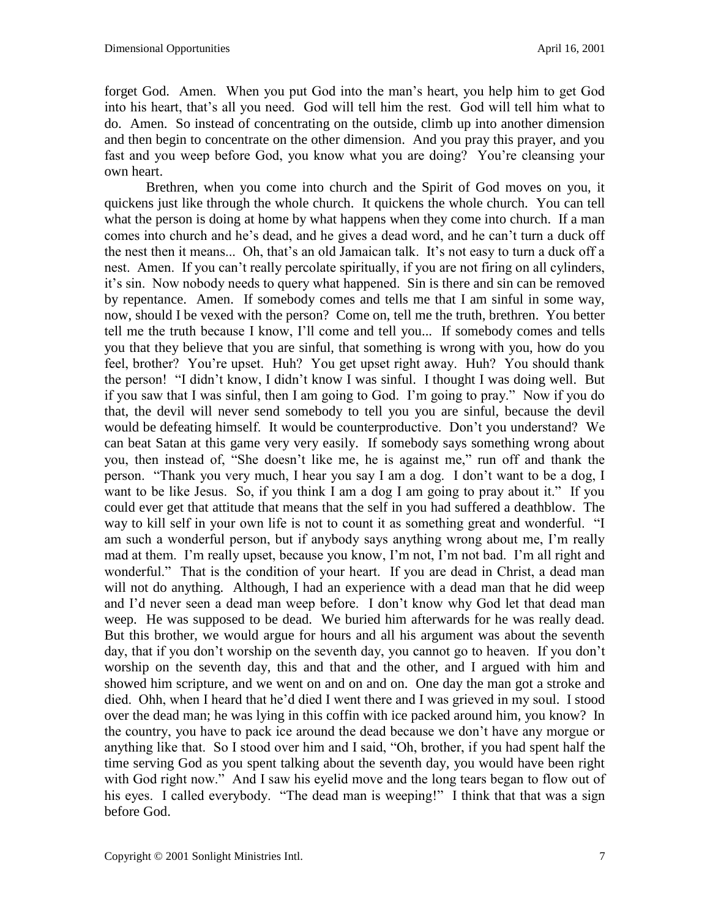forget God. Amen. When you put God into the man's heart, you help him to get God into his heart, that's all you need. God will tell him the rest. God will tell him what to do. Amen. So instead of concentrating on the outside, climb up into another dimension and then begin to concentrate on the other dimension. And you pray this prayer, and you fast and you weep before God, you know what you are doing? You're cleansing your own heart.

Brethren, when you come into church and the Spirit of God moves on you, it quickens just like through the whole church. It quickens the whole church. You can tell what the person is doing at home by what happens when they come into church. If a man comes into church and he's dead, and he gives a dead word, and he can't turn a duck off the nest then it means... Oh, that's an old Jamaican talk. It's not easy to turn a duck off a nest. Amen. If you can't really percolate spiritually, if you are not firing on all cylinders, it's sin. Now nobody needs to query what happened. Sin is there and sin can be removed by repentance. Amen. If somebody comes and tells me that I am sinful in some way, now, should I be vexed with the person? Come on, tell me the truth, brethren. You better tell me the truth because I know, I'll come and tell you... If somebody comes and tells you that they believe that you are sinful, that something is wrong with you, how do you feel, brother? You're upset. Huh? You get upset right away. Huh? You should thank the person! "I didn't know, I didn't know I was sinful. I thought I was doing well. But if you saw that I was sinful, then I am going to God. I'm going to pray." Now if you do that, the devil will never send somebody to tell you you are sinful, because the devil would be defeating himself. It would be counterproductive. Don't you understand? We can beat Satan at this game very very easily. If somebody says something wrong about you, then instead of, "She doesn't like me, he is against me," run off and thank the person. "Thank you very much, I hear you say I am a dog. I don't want to be a dog, I want to be like Jesus. So, if you think I am a dog I am going to pray about it." If you could ever get that attitude that means that the self in you had suffered a deathblow. The way to kill self in your own life is not to count it as something great and wonderful. "I am such a wonderful person, but if anybody says anything wrong about me, I'm really mad at them. I'm really upset, because you know, I'm not, I'm not bad. I'm all right and wonderful." That is the condition of your heart. If you are dead in Christ, a dead man will not do anything. Although, I had an experience with a dead man that he did weep and I'd never seen a dead man weep before. I don't know why God let that dead man weep. He was supposed to be dead. We buried him afterwards for he was really dead. But this brother, we would argue for hours and all his argument was about the seventh day, that if you don't worship on the seventh day, you cannot go to heaven. If you don't worship on the seventh day, this and that and the other, and I argued with him and showed him scripture, and we went on and on and on. One day the man got a stroke and died. Ohh, when I heard that he'd died I went there and I was grieved in my soul. I stood over the dead man; he was lying in this coffin with ice packed around him, you know? In the country, you have to pack ice around the dead because we don't have any morgue or anything like that. So I stood over him and I said, "Oh, brother, if you had spent half the time serving God as you spent talking about the seventh day, you would have been right with God right now." And I saw his eyelid move and the long tears began to flow out of his eyes. I called everybody. "The dead man is weeping!" I think that that was a sign before God.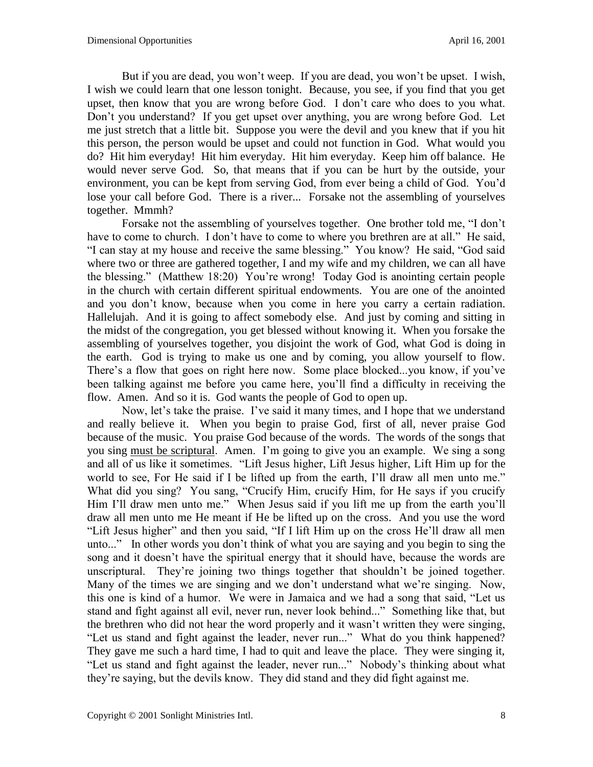But if you are dead, you won't weep. If you are dead, you won't be upset. I wish, I wish we could learn that one lesson tonight. Because, you see, if you find that you get upset, then know that you are wrong before God. I don't care who does to you what. Don't you understand? If you get upset over anything, you are wrong before God. Let me just stretch that a little bit. Suppose you were the devil and you knew that if you hit this person, the person would be upset and could not function in God. What would you do? Hit him everyday! Hit him everyday. Hit him everyday. Keep him off balance. He would never serve God. So, that means that if you can be hurt by the outside, your environment, you can be kept from serving God, from ever being a child of God. You'd lose your call before God. There is a river... Forsake not the assembling of yourselves together. Mmmh?

Forsake not the assembling of yourselves together. One brother told me, "I don't have to come to church. I don't have to come to where you brethren are at all." He said, "I can stay at my house and receive the same blessing." You know? He said, "God said where two or three are gathered together, I and my wife and my children, we can all have the blessing." (Matthew 18:20) You're wrong! Today God is anointing certain people in the church with certain different spiritual endowments. You are one of the anointed and you don't know, because when you come in here you carry a certain radiation. Hallelujah. And it is going to affect somebody else. And just by coming and sitting in the midst of the congregation, you get blessed without knowing it. When you forsake the assembling of yourselves together, you disjoint the work of God, what God is doing in the earth. God is trying to make us one and by coming, you allow yourself to flow. There's a flow that goes on right here now. Some place blocked...you know, if you've been talking against me before you came here, you'll find a difficulty in receiving the flow. Amen. And so it is. God wants the people of God to open up.

Now, let's take the praise. I've said it many times, and I hope that we understand and really believe it. When you begin to praise God, first of all, never praise God because of the music. You praise God because of the words. The words of the songs that you sing <u>must be scriptural</u>. Amen. I'm going to give you an example. We sing a song and all of us like it sometimes. "Lift Jesus higher, Lift Jesus higher, Lift Him up for the world to see, For He said if I be lifted up from the earth, I'll draw all men unto me." What did you sing? You sang, "Crucify Him, crucify Him, for He says if you crucify Him I'll draw men unto me." When Jesus said if you lift me up from the earth you'll draw all men unto me He meant if He be lifted up on the cross. And you use the word "Lift Jesus higher" and then you said, "If I lift Him up on the cross He'll draw all men unto..." In other words you don't think of what you are saying and you begin to sing the song and it doesn't have the spiritual energy that it should have, because the words are unscriptural. They're joining two things together that shouldn't be joined together. Many of the times we are singing and we don't understand what we're singing. Now, this one is kind of a humor. We were in Jamaica and we had a song that said, "Let us stand and fight against all evil, never run, never look behind..." Something like that, but the brethren who did not hear the word properly and it wasn't written they were singing, "Let us stand and fight against the leader, never run..." What do you think happened? They gave me such a hard time, I had to quit and leave the place. They were singing it, "Let us stand and fight against the leader, never run..." Nobody's thinking about what they're saying, but the devils know. They did stand and they did fight against me.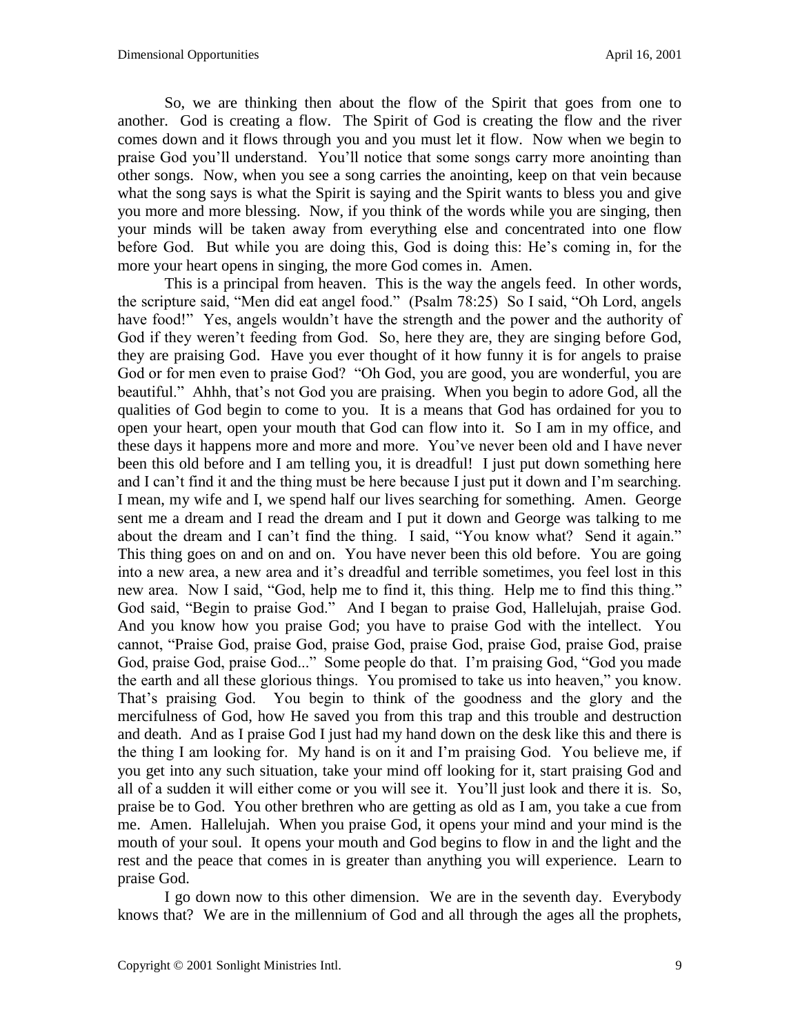So, we are thinking then about the flow of the Spirit that goes from one to another. God is creating a flow. The Spirit of God is creating the flow and the river comes down and it flows through you and you must let it flow. Now when we begin to praise God you'll understand. You'll notice that some songs carry more anointing than other songs. Now, when you see a song carries the anointing, keep on that vein because what the song says is what the Spirit is saying and the Spirit wants to bless you and give you more and more blessing. Now, if you think of the words while you are singing, then your minds will be taken away from everything else and concentrated into one flow before God. But while you are doing this, God is doing this: He's coming in, for the more your heart opens in singing, the more God comes in. Amen.

This is a principal from heaven. This is the way the angels feed. In other words, the scripture said, "Men did eat angel food." (Psalm 78:25) So I said, "Oh Lord, angels have food!" Yes, angels wouldn't have the strength and the power and the authority of God if they weren't feeding from God. So, here they are, they are singing before God, they are praising God. Have you ever thought of it how funny it is for angels to praise God or for men even to praise God? "Oh God, you are good, you are wonderful, you are beautiful." Ahhh, that's not God you are praising. When you begin to adore God, all the qualities of God begin to come to you. It is a means that God has ordained for you to open your heart, open your mouth that God can flow into it. So I am in my office, and these days it happens more and more and more. You've never been old and I have never been this old before and I am telling you, it is dreadful! I just put down something here and I can't find it and the thing must be here because I just put it down and I'm searching. I mean, my wife and I, we spend half our lives searching for something. Amen. George sent me a dream and I read the dream and I put it down and George was talking to me about the dream and I can't find the thing. I said, "You know what? Send it again." This thing goes on and on and on. You have never been this old before. You are going into a new area, a new area and it's dreadful and terrible sometimes, you feel lost in this new area. Now I said, "God, help me to find it, this thing. Help me to find this thing." God said, "Begin to praise God." And I began to praise God, Hallelujah, praise God. And you know how you praise God; you have to praise God with the intellect. You cannot, "Praise God, praise God, praise God, praise God, praise God, praise God, praise God, praise God, praise God..." Some people do that. I'm praising God, "God you made the earth and all these glorious things. You promised to take us into heaven," you know. That's praising God. You begin to think of the goodness and the glory and the mercifulness of God, how He saved you from this trap and this trouble and destruction and death. And as I praise God I just had my hand down on the desk like this and there is the thing I am looking for. My hand is on it and I'm praising God. You believe me, if you get into any such situation, take your mind off looking for it, start praising God and all of a sudden it will either come or you will see it. You'll just look and there it is. So, praise be to God. You other brethren who are getting as old as I am, you take a cue from me. Amen. Hallelujah. When you praise God, it opens your mind and your mind is the mouth of your soul. It opens your mouth and God begins to flow in and the light and the rest and the peace that comes in is greater than anything you will experience. Learn to praise God.

I go down now to this other dimension. We are in the seventh day. Everybody knows that? We are in the millennium of God and all through the ages all the prophets,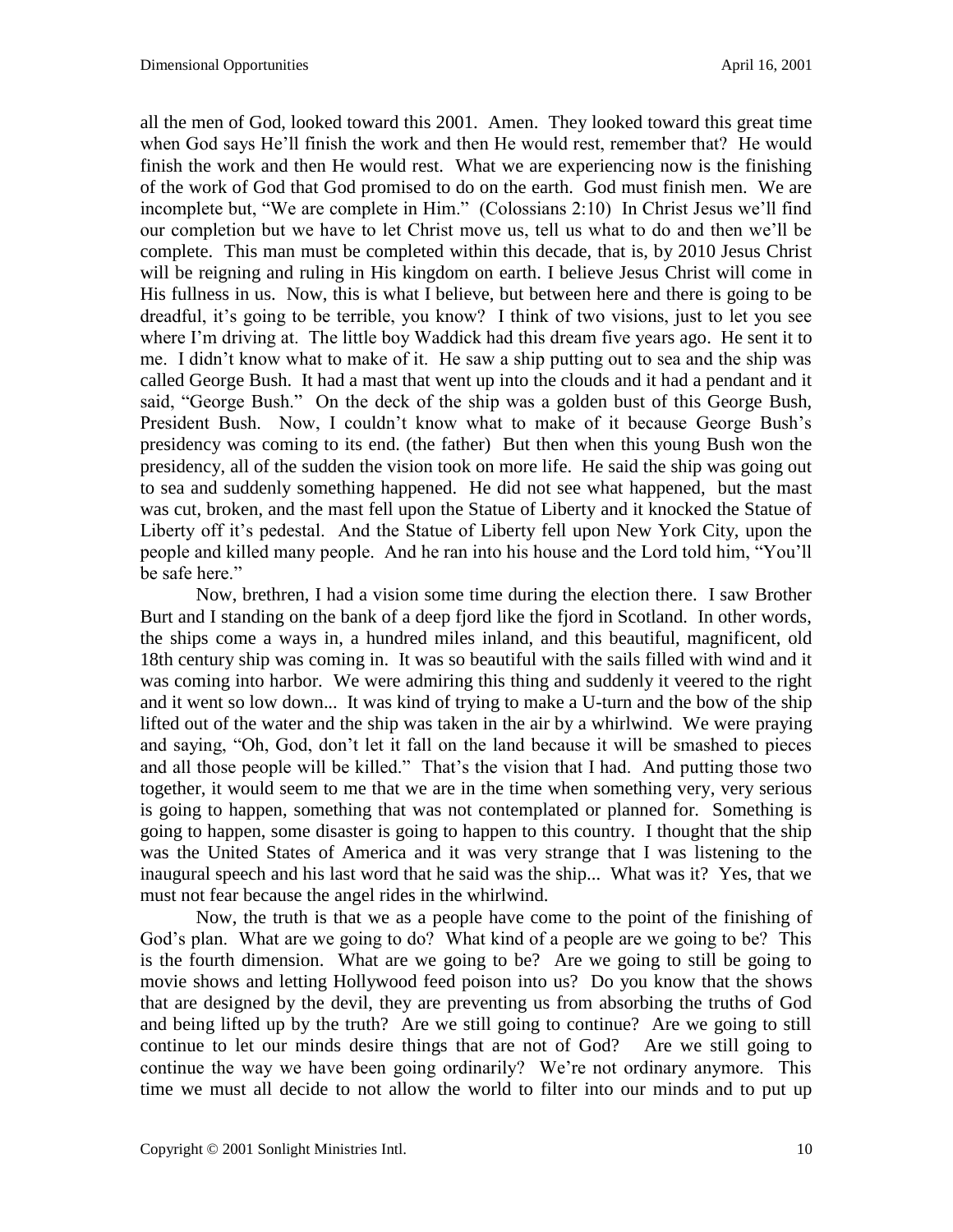all the men of God, looked toward this 2001. Amen. They looked toward this great time when God says He'll finish the work and then He would rest, remember that? He would finish the work and then He would rest. What we are experiencing now is the finishing of the work of God that God promised to do on the earth. God must finish men. We are incomplete but, "We are complete in Him." (Colossians 2:10) In Christ Jesus we'll find our completion but we have to let Christ move us, tell us what to do and then we'll be complete. This man must be completed within this decade, that is, by 2010 Jesus Christ will be reigning and ruling in His kingdom on earth. I believe Jesus Christ will come in His fullness in us. Now, this is what I believe, but between here and there is going to be dreadful, it's going to be terrible, you know? I think of two visions, just to let you see where I'm driving at. The little boy Waddick had this dream five years ago. He sent it to me. I didn't know what to make of it. He saw a ship putting out to sea and the ship was called George Bush. It had a mast that went up into the clouds and it had a pendant and it said, "George Bush." On the deck of the ship was a golden bust of this George Bush, President Bush. Now, I couldn't know what to make of it because George Bush's presidency was coming to its end. (the father) But then when this young Bush won the presidency, all of the sudden the vision took on more life. He said the ship was going out to sea and suddenly something happened. He did not see what happened, but the mast was cut, broken, and the mast fell upon the Statue of Liberty and it knocked the Statue of Liberty off it's pedestal. And the Statue of Liberty fell upon New York City, upon the people and killed many people. And he ran into his house and the Lord told him, "You'll be safe here."

Now, brethren, I had a vision some time during the election there. I saw Brother Burt and I standing on the bank of a deep fjord like the fjord in Scotland. In other words, the ships come a ways in, a hundred miles inland, and this beautiful, magnificent, old 18th century ship was coming in. It was so beautiful with the sails filled with wind and it was coming into harbor. We were admiring this thing and suddenly it veered to the right and it went so low down... It was kind of trying to make a U-turn and the bow of the ship lifted out of the water and the ship was taken in the air by a whirlwind. We were praying and saying, "Oh, God, don't let it fall on the land because it will be smashed to pieces and all those people will be killed." That's the vision that I had. And putting those two together, it would seem to me that we are in the time when something very, very serious is going to happen, something that was not contemplated or planned for. Something is going to happen, some disaster is going to happen to this country. I thought that the ship was the United States of America and it was very strange that I was listening to the inaugural speech and his last word that he said was the ship... What was it? Yes, that we must not fear because the angel rides in the whirlwind.

Now, the truth is that we as a people have come to the point of the finishing of God's plan. What are we going to do? What kind of a people are we going to be? This is the fourth dimension. What are we going to be? Are we going to still be going to movie shows and letting Hollywood feed poison into us? Do you know that the shows that are designed by the devil, they are preventing us from absorbing the truths of God and being lifted up by the truth? Are we still going to continue? Are we going to still continue to let our minds desire things that are not of God? Are we still going to continue the way we have been going ordinarily? We're not ordinary anymore. This time we must all decide to not allow the world to filter into our minds and to put up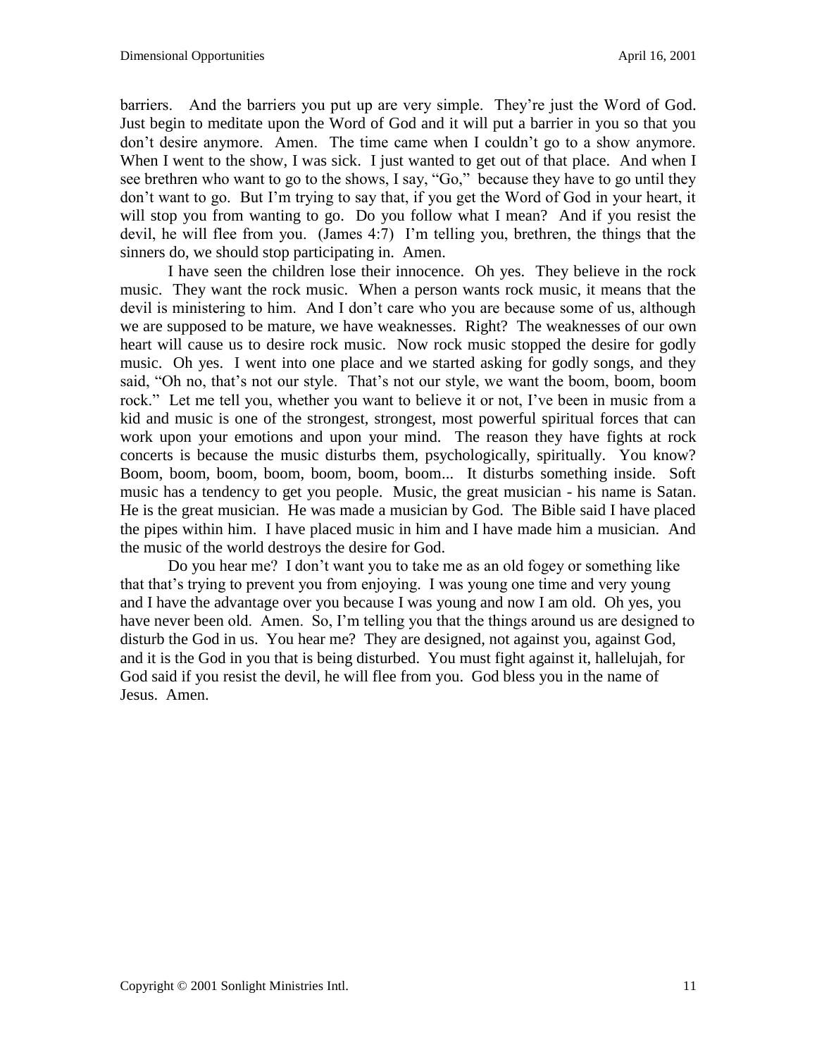barriers. And the barriers you put up are very simple. They're just the Word of God. Just begin to meditate upon the Word of God and it will put a barrier in you so that you don't desire anymore. Amen. The time came when I couldn't go to a show anymore. When I went to the show, I was sick. I just wanted to get out of that place. And when I see brethren who want to go to the shows, I say, "Go," because they have to go until they don't want to go. But I'm trying to say that, if you get the Word of God in your heart, it will stop you from wanting to go. Do you follow what I mean? And if you resist the devil, he will flee from you. (James 4:7) I'm telling you, brethren, the things that the sinners do, we should stop participating in. Amen.

I have seen the children lose their innocence. Oh yes. They believe in the rock music. They want the rock music. When a person wants rock music, it means that the devil is ministering to him. And I don't care who you are because some of us, although we are supposed to be mature, we have weaknesses. Right? The weaknesses of our own heart will cause us to desire rock music. Now rock music stopped the desire for godly music. Oh yes. I went into one place and we started asking for godly songs, and they said, "Oh no, that's not our style. That's not our style, we want the boom, boom, boom rock." Let me tell you, whether you want to believe it or not, I've been in music from a kid and music is one of the strongest, strongest, most powerful spiritual forces that can work upon your emotions and upon your mind. The reason they have fights at rock concerts is because the music disturbs them, psychologically, spiritually. You know? Boom, boom, boom, boom, boom, boom, boom... It disturbs something inside. Soft music has a tendency to get you people. Music, the great musician - his name is Satan. He is the great musician. He was made a musician by God. The Bible said I have placed the pipes within him. I have placed music in him and I have made him a musician. And the music of the world destroys the desire for God.

Do you hear me? I don't want you to take me as an old fogey or something like that that's trying to prevent you from enjoying. I was young one time and very young and I have the advantage over you because I was young and now I am old. Oh yes, you have never been old. Amen. So, I'm telling you that the things around us are designed to disturb the God in us. You hear me? They are designed, not against you, against God, and it is the God in you that is being disturbed. You must fight against it, hallelujah, for God said if you resist the devil, he will flee from you. God bless you in the name of Jesus. Amen.